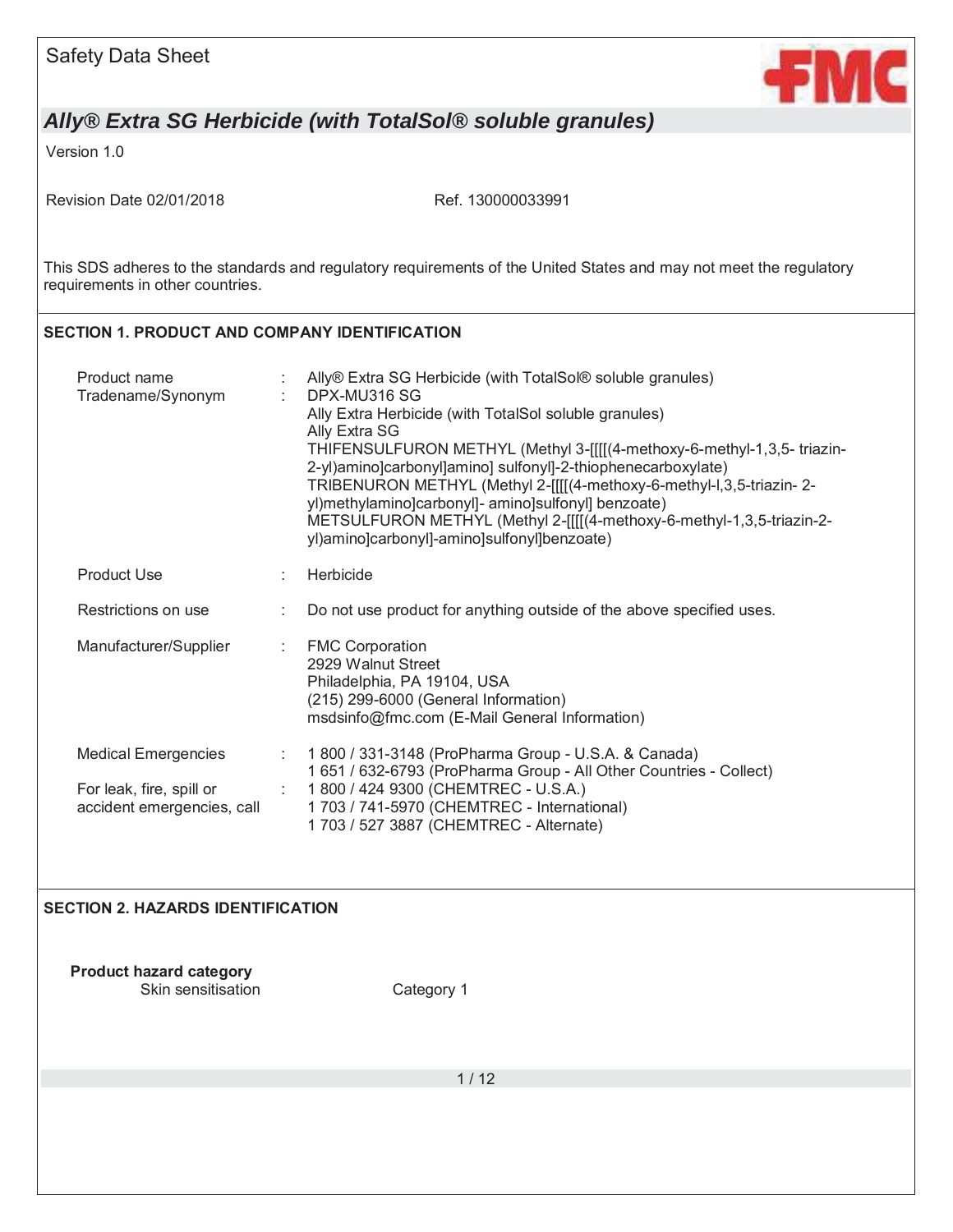Safety Data Sheet

# *Ally® Extra SG Herbicide (with TotalSol® soluble granules)*

Version 1.0

Revision Date 02/01/2018 Ref. 130000033991

This SDS adheres to the standards and regulatory requirements of the United States and may not meet the regulatory requirements in other countries.

## SECTION 1. PRODUCT AND COMPANY IDENTIFICATION

| | | |
|---|---|---|
| Product name | : | Ally® Extra SG Herbicide (with TotalSol® soluble granules) |
| Tradename/Synonym | : | DPX-MU316 SG<br>Ally Extra Herbicide (with TotalSol soluble granules)<br>Ally Extra SG<br>THIFENSULFURON METHYL (Methyl 3-[[[[(4-methoxy-6-methyl-1,3,5- triazin-2-yl)amino]carbonyl]amino] sulfonyl]-2-thiophenecarboxylate)<br>TRIBENURON METHYL (Methyl 2-[[[[(4-methoxy-6-methyl-l,3,5-triazin- 2-yl)methylamino]carbonyl]- amino]sulfonyl] benzoate)<br>METSULFURON METHYL (Methyl 2-[[[[(4-methoxy-6-methyl-1,3,5-triazin-2-yl)amino]carbonyl]-amino]sulfonyl]benzoate) |
| Product Use | : | Herbicide |
| Restrictions on use | : | Do not use product for anything outside of the above specified uses. |
| Manufacturer/Supplier | : | FMC Corporation<br>2929 Walnut Street<br>Philadelphia, PA 19104, USA<br>(215) 299-6000 (General Information)<br>msdsinfo@fmc.com (E-Mail General Information) |
| Medical Emergencies | : | 1 800 / 331-3148 (ProPharma Group - U.S.A. & Canada)<br>1 651 / 632-6793 (ProPharma Group - All Other Countries - Collect) |
| For leak, fire, spill or accident emergencies, call | : | 1 800 / 424 9300 (CHEMTREC - U.S.A.)<br>1 703 / 741-5970 (CHEMTREC - International)<br>1 703 / 527 3887 (CHEMTREC - Alternate) |

## SECTION 2. HAZARDS IDENTIFICATION

**Product hazard category**

| | |
|---|---|
| Skin sensitisation | Category 1 |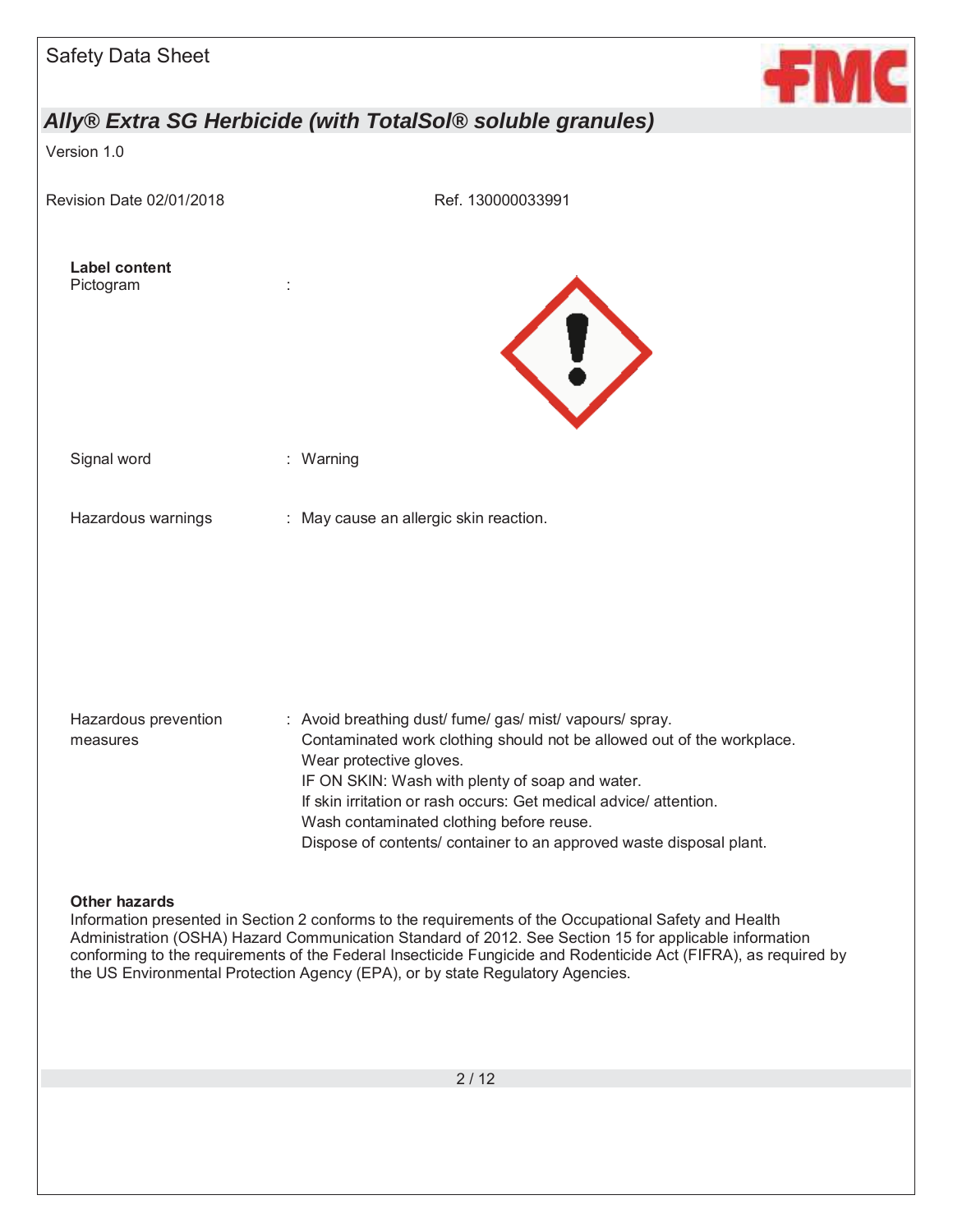**Label content**

Pictogram :

Signal word : Warning

Hazardous warnings : May cause an allergic skin reaction.

Hazardous prevention measures : Avoid breathing dust/ fume/ gas/ mist/ vapours/ spray.
Contaminated work clothing should not be allowed out of the workplace.
Wear protective gloves.
IF ON SKIN: Wash with plenty of soap and water.
If skin irritation or rash occurs: Get medical advice/ attention.
Wash contaminated clothing before reuse.
Dispose of contents/ container to an approved waste disposal plant.

**Other hazards**

Information presented in Section 2 conforms to the requirements of the Occupational Safety and Health Administration (OSHA) Hazard Communication Standard of 2012. See Section 15 for applicable information conforming to the requirements of the Federal Insecticide Fungicide and Rodenticide Act (FIFRA), as required by the US Environmental Protection Agency (EPA), or by state Regulatory Agencies.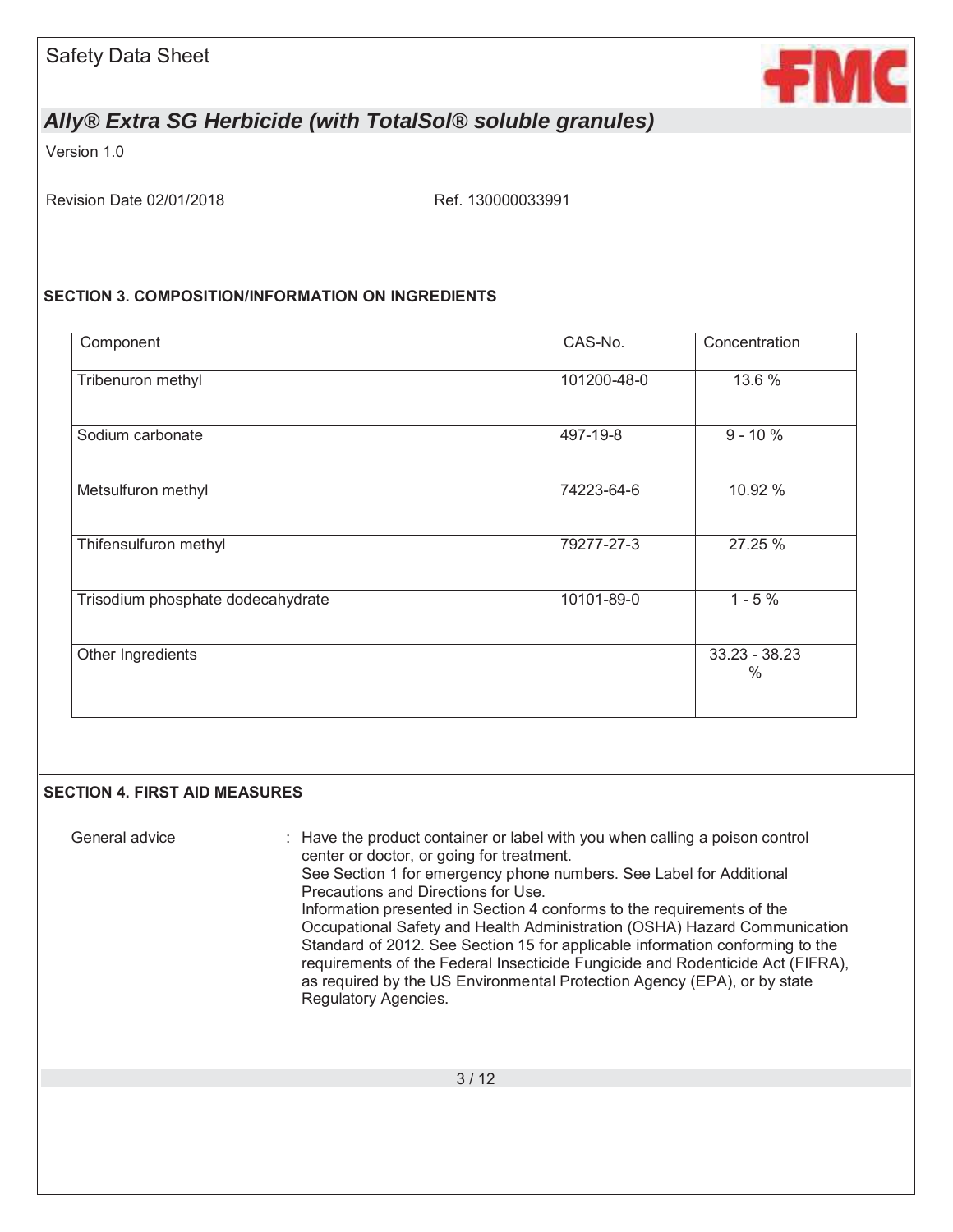## SECTION 3. COMPOSITION/INFORMATION ON INGREDIENTS

| Component | CAS-No. | Concentration |
|---|---|---|
| Tribenuron methyl | 101200-48-0 | 13.6 % |
| Sodium carbonate | 497-19-8 | 9 - 10 % |
| Metsulfuron methyl | 74223-64-6 | 10.92 % |
| Thifensulfuron methyl | 79277-27-3 | 27.25 % |
| Trisodium phosphate dodecahydrate | 10101-89-0 | 1 - 5 % |
| Other Ingredients | | 33.23 - 38.23 % |

## SECTION 4. FIRST AID MEASURES

General advice : Have the product container or label with you when calling a poison control center or doctor, or going for treatment.
See Section 1 for emergency phone numbers. See Label for Additional Precautions and Directions for Use.
Information presented in Section 4 conforms to the requirements of the Occupational Safety and Health Administration (OSHA) Hazard Communication Standard of 2012. See Section 15 for applicable information conforming to the requirements of the Federal Insecticide Fungicide and Rodenticide Act (FIFRA), as required by the US Environmental Protection Agency (EPA), or by state Regulatory Agencies.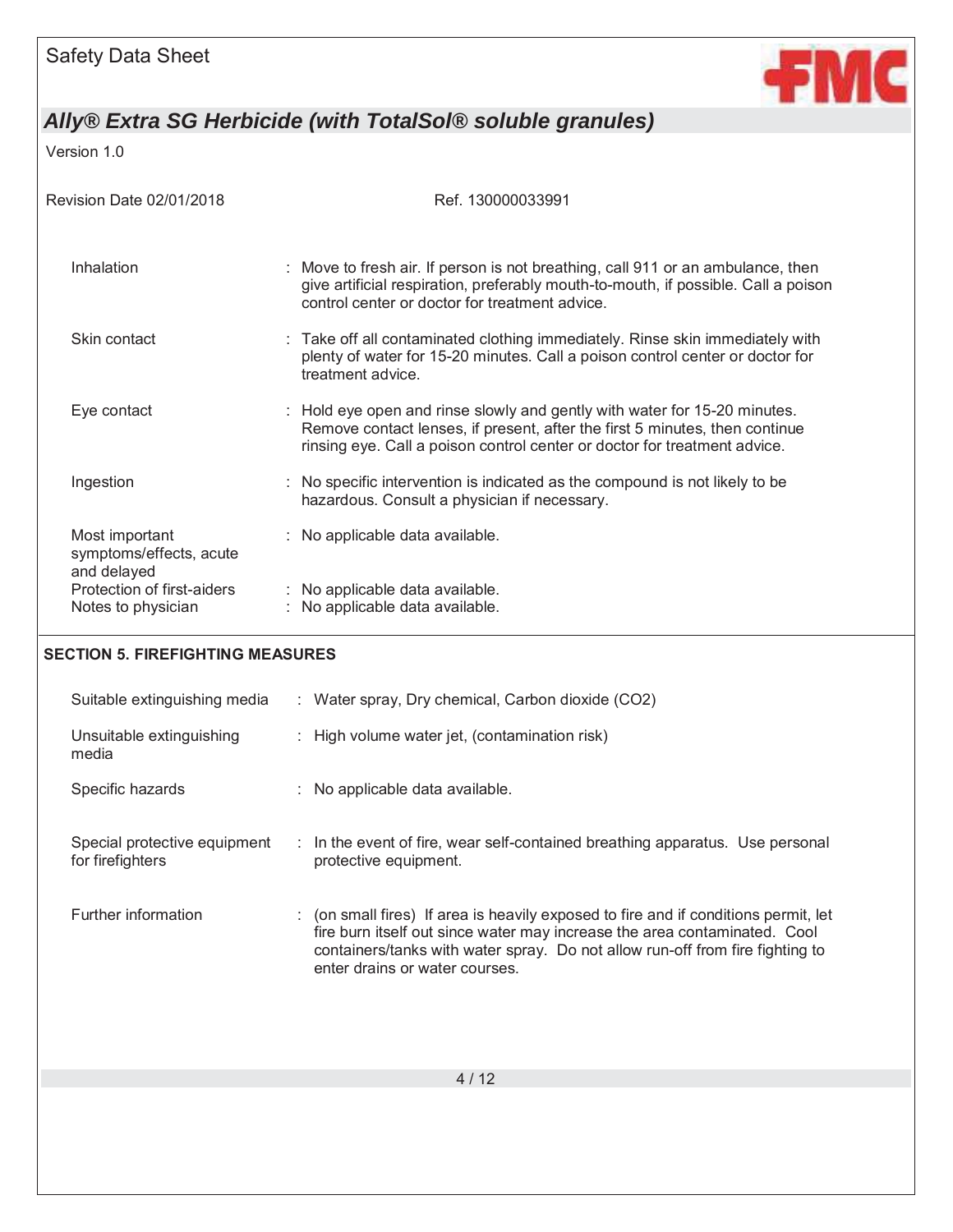| | |
|---|---|
| Inhalation | : Move to fresh air. If person is not breathing, call 911 or an ambulance, then give artificial respiration, preferably mouth-to-mouth, if possible. Call a poison control center or doctor for treatment advice. |
| Skin contact | : Take off all contaminated clothing immediately. Rinse skin immediately with plenty of water for 15-20 minutes. Call a poison control center or doctor for treatment advice. |
| Eye contact | : Hold eye open and rinse slowly and gently with water for 15-20 minutes. Remove contact lenses, if present, after the first 5 minutes, then continue rinsing eye. Call a poison control center or doctor for treatment advice. |
| Ingestion | : No specific intervention is indicated as the compound is not likely to be hazardous. Consult a physician if necessary. |
| Most important symptoms/effects, acute and delayed | : No applicable data available. |
| Protection of first-aiders | : No applicable data available. |
| Notes to physician | : No applicable data available. |

## SECTION 5. FIREFIGHTING MEASURES

| | |
|---|---|
| Suitable extinguishing media | : Water spray, Dry chemical, Carbon dioxide ($CO_2$) |
| Unsuitable extinguishing media | : High volume water jet, (contamination risk) |
| Specific hazards | : No applicable data available. |
| Special protective equipment for firefighters | : In the event of fire, wear self-contained breathing apparatus. Use personal protective equipment. |
| Further information | : (on small fires) If area is heavily exposed to fire and if conditions permit, let fire burn itself out since water may increase the area contaminated. Cool containers/tanks with water spray. Do not allow run-off from fire fighting to enter drains or water courses. |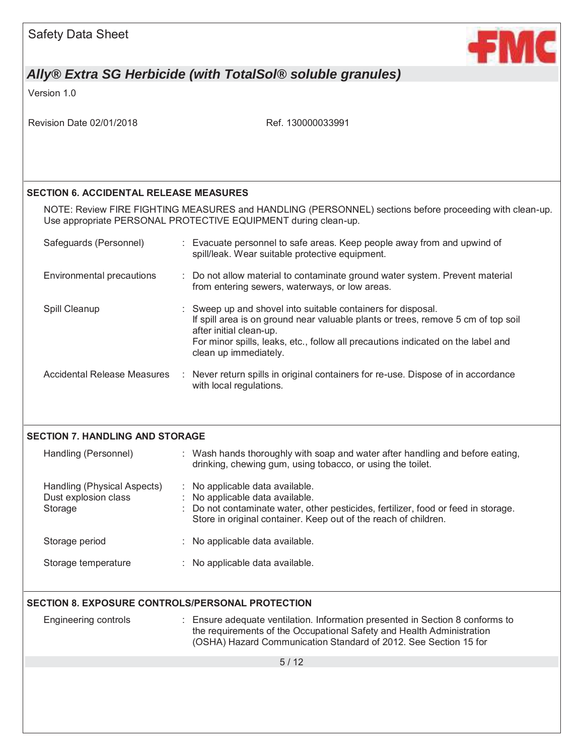## SECTION 6. ACCIDENTAL RELEASE MEASURES

NOTE: Review FIRE FIGHTING MEASURES and HANDLING (PERSONNEL) sections before proceeding with clean-up. Use appropriate PERSONAL PROTECTIVE EQUIPMENT during clean-up.

| | |
|---|---|
| Safeguards (Personnel) | : Evacuate personnel to safe areas. Keep people away from and upwind of spill/leak. Wear suitable protective equipment. |
| Environmental precautions | : Do not allow material to contaminate ground water system. Prevent material from entering sewers, waterways, or low areas. |
| Spill Cleanup | : Sweep up and shovel into suitable containers for disposal. If spill area is on ground near valuable plants or trees, remove 5 cm of top soil after initial clean-up. For minor spills, leaks, etc., follow all precautions indicated on the label and clean up immediately. |
| Accidental Release Measures | : Never return spills in original containers for re-use. Dispose of in accordance with local regulations. |

## SECTION 7. HANDLING AND STORAGE

| | |
|---|---|
| Handling (Personnel) | : Wash hands thoroughly with soap and water after handling and before eating, drinking, chewing gum, using tobacco, or using the toilet. |
| Handling (Physical Aspects) | : No applicable data available. |
| Dust explosion class | : No applicable data available. |
| Storage | : Do not contaminate water, other pesticides, fertilizer, food or feed in storage. Store in original container. Keep out of the reach of children. |
| Storage period | : No applicable data available. |
| Storage temperature | : No applicable data available. |

## SECTION 8. EXPOSURE CONTROLS/PERSONAL PROTECTION

| | |
|---|---|
| Engineering controls | : Ensure adequate ventilation. Information presented in Section 8 conforms to the requirements of the Occupational Safety and Health Administration (OSHA) Hazard Communication Standard of 2012. See Section 15 for |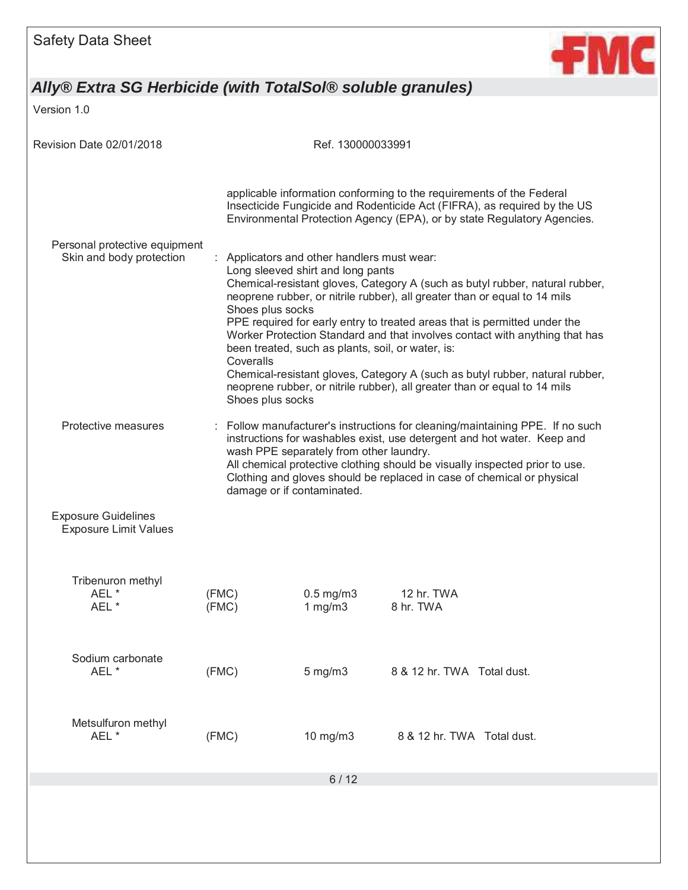applicable information conforming to the requirements of the Federal Insecticide Fungicide and Rodenticide Act (FIFRA), as required by the US Environmental Protection Agency (EPA), or by state Regulatory Agencies.

**Personal protective equipment**

Skin and body protection : Applicators and other handlers must wear:
Long sleeved shirt and long pants
Chemical-resistant gloves, Category A (such as butyl rubber, natural rubber, neoprene rubber, or nitrile rubber), all greater than or equal to 14 mils
Shoes plus socks
PPE required for early entry to treated areas that is permitted under the Worker Protection Standard and that involves contact with anything that has been treated, such as plants, soil, or water, is:
Coveralls
Chemical-resistant gloves, Category A (such as butyl rubber, natural rubber, neoprene rubber, or nitrile rubber), all greater than or equal to 14 mils
Shoes plus socks

Protective measures : Follow manufacturer's instructions for cleaning/maintaining PPE. If no such instructions for washables exist, use detergent and hot water. Keep and wash PPE separately from other laundry.
All chemical protective clothing should be visually inspected prior to use. Clothing and gloves should be replaced in case of chemical or physical damage or if contaminated.

**Exposure Guidelines**

Exposure Limit Values

| Component | Source | Value | Basis |
|---|---|---|---|
| **Tribenuron methyl** | | | |
| AEL * | (FMC) | 0.5 mg/m3 | 12 hr. TWA |
| AEL * | (FMC) | 1 mg/m3 | 8 hr. TWA |
| **Sodium carbonate** | | | |
| AEL * | (FMC) | 5 mg/m3 | 8 & 12 hr. TWA Total dust. |
| **Metsulfuron methyl** | | | |
| AEL * | (FMC) | 10 mg/m3 | 8 & 12 hr. TWA Total dust. |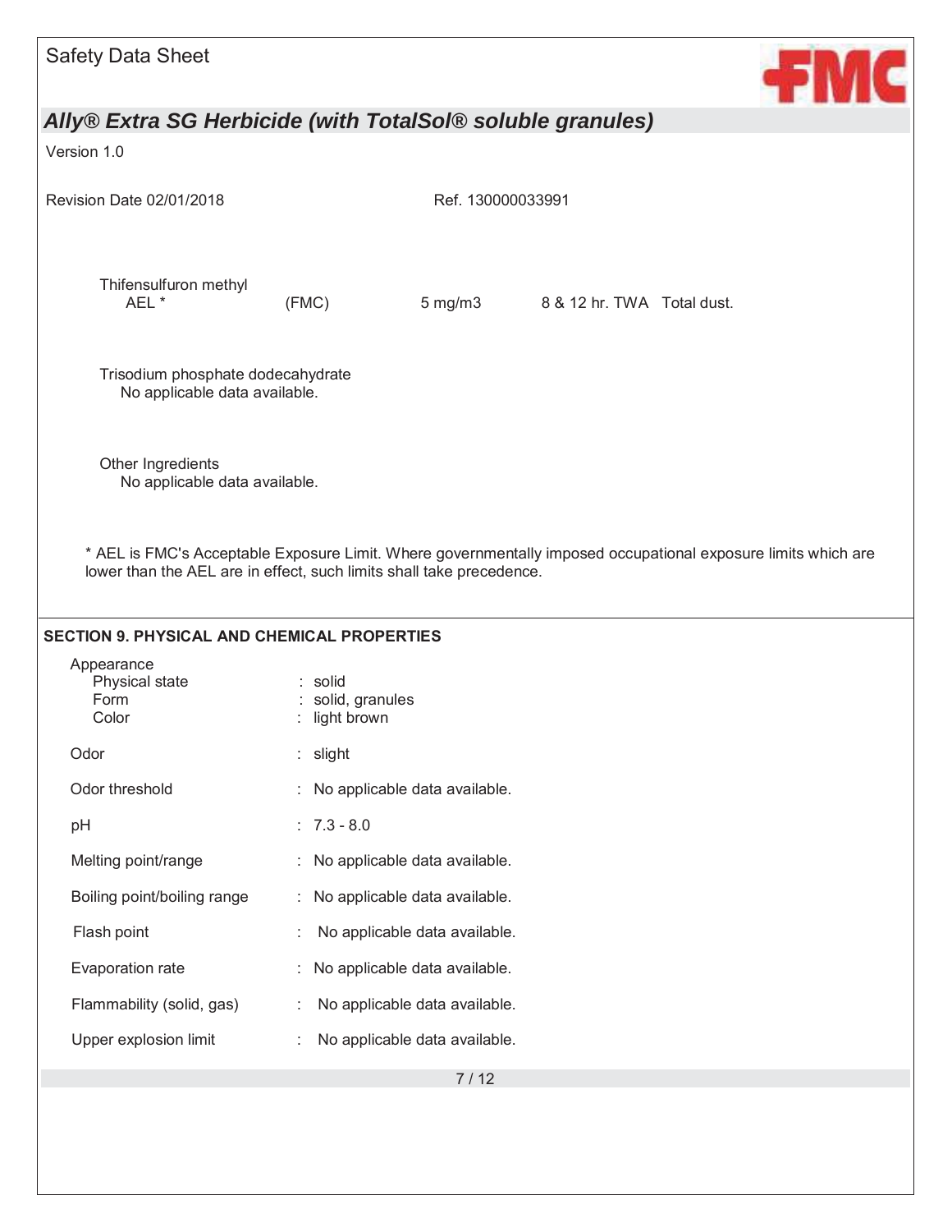Thifensulfuron methyl

| | | | | |
|---|---|---|---|---|
| AEL * | (FMC) | 5 mg/m3 | 8 & 12 hr. TWA | Total dust. |

Trisodium phosphate dodecahydrate

No applicable data available.

Other Ingredients

No applicable data available.

* AEL is FMC's Acceptable Exposure Limit. Where governmentally imposed occupational exposure limits which are lower than the AEL are in effect, such limits shall take precedence.

## SECTION 9. PHYSICAL AND CHEMICAL PROPERTIES

Appearance

| | |
|---|---|
| Physical state | : solid |
| Form | : solid, granules |
| Color | : light brown |
| Odor | : slight |
| Odor threshold | : No applicable data available. |
| pH | : 7.3 - 8.0 |
| Melting point/range | : No applicable data available. |
| Boiling point/boiling range | : No applicable data available. |
| Flash point | : No applicable data available. |
| Evaporation rate | : No applicable data available. |
| Flammability (solid, gas) | : No applicable data available. |
| Upper explosion limit | : No applicable data available. |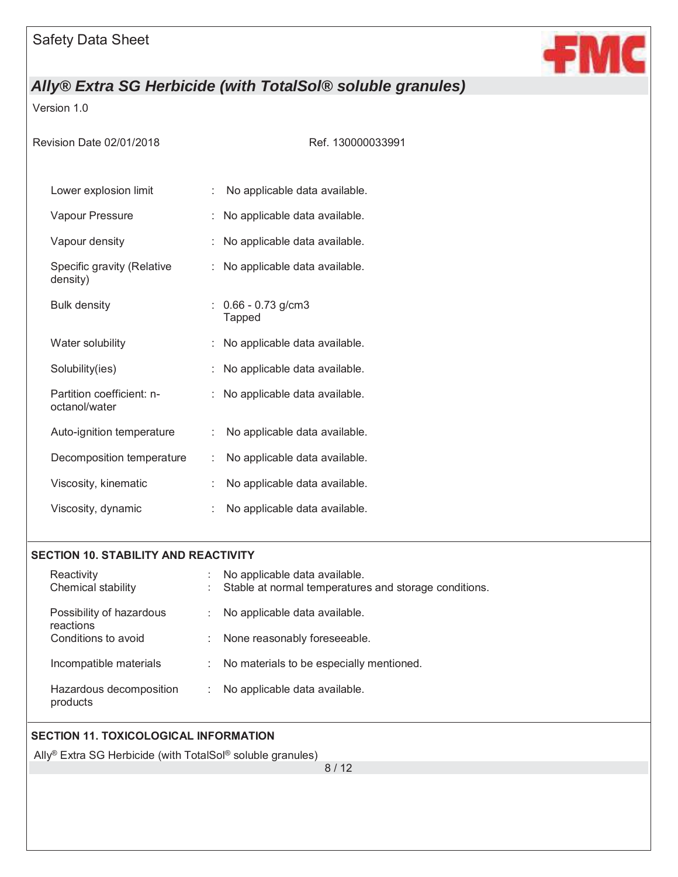| | | |
|---|---|---|
| Lower explosion limit | : | No applicable data available. |
| Vapour Pressure | : | No applicable data available. |
| Vapour density | : | No applicable data available. |
| Specific gravity (Relative density) | : | No applicable data available. |
| Bulk density | : | 0.66 - 0.73 g/cm3<br>Tapped |
| Water solubility | : | No applicable data available. |
| Solubility(ies) | : | No applicable data available. |
| Partition coefficient: n-octanol/water | : | No applicable data available. |
| Auto-ignition temperature | : | No applicable data available. |
| Decomposition temperature | : | No applicable data available. |
| Viscosity, kinematic | : | No applicable data available. |
| Viscosity, dynamic | : | No applicable data available. |

## SECTION 10. STABILITY AND REACTIVITY

| | | |
|---|---|---|
| Reactivity | : | No applicable data available. |
| Chemical stability | : | Stable at normal temperatures and storage conditions. |
| Possibility of hazardous reactions | : | No applicable data available. |
| Conditions to avoid | : | None reasonably foreseeable. |
| Incompatible materials | : | No materials to be especially mentioned. |
| Hazardous decomposition products | : | No applicable data available. |

## SECTION 11. TOXICOLOGICAL INFORMATION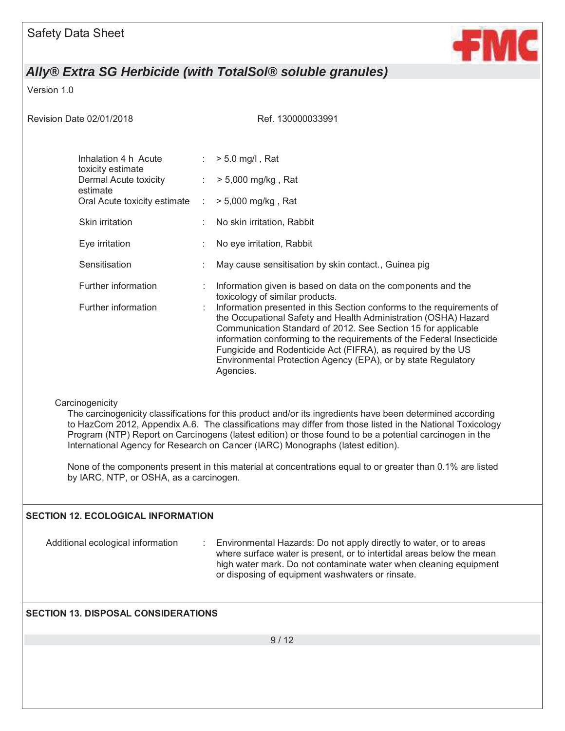| | | |
|---|---|---|
| Inhalation 4 h Acute toxicity estimate | : | > 5.0 mg/l , Rat |
| Dermal Acute toxicity estimate | : | > 5,000 mg/kg , Rat |
| Oral Acute toxicity estimate | : | > 5,000 mg/kg , Rat |
| Skin irritation | : | No skin irritation, Rabbit |
| Eye irritation | : | No eye irritation, Rabbit |
| Sensitisation | : | May cause sensitisation by skin contact., Guinea pig |
| Further information | : | Information given is based on data on the components and the toxicology of similar products. |
| Further information | : | Information presented in this Section conforms to the requirements of the Occupational Safety and Health Administration (OSHA) Hazard Communication Standard of 2012. See Section 15 for applicable information conforming to the requirements of the Federal Insecticide Fungicide and Rodenticide Act (FIFRA), as required by the US Environmental Protection Agency (EPA), or by state Regulatory Agencies. |

Carcinogenicity

The carcinogenicity classifications for this product and/or its ingredients have been determined according to HazCom 2012, Appendix A.6. The classifications may differ from those listed in the National Toxicology Program (NTP) Report on Carcinogens (latest edition) or those found to be a potential carcinogen in the International Agency for Research on Cancer (IARC) Monographs (latest edition).

None of the components present in this material at concentrations equal to or greater than 0.1% are listed by IARC, NTP, or OSHA, as a carcinogen.

## SECTION 12. ECOLOGICAL INFORMATION

| | | |
|---|---|---|
| Additional ecological information | : | Environmental Hazards: Do not apply directly to water, or to areas where surface water is present, or to intertidal areas below the mean high water mark. Do not contaminate water when cleaning equipment or disposing of equipment washwaters or rinsate. |

## SECTION 13. DISPOSAL CONSIDERATIONS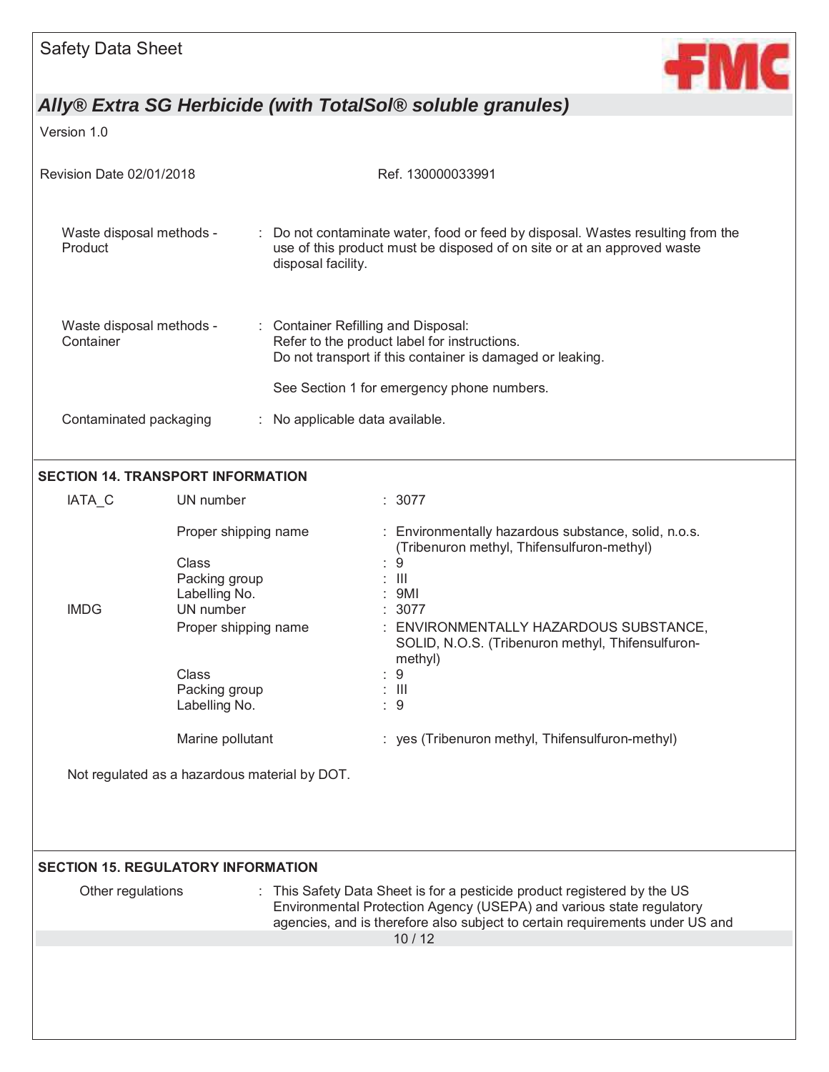| | |
|---|---|
| Waste disposal methods - Product | : Do not contaminate water, food or feed by disposal. Wastes resulting from the use of this product must be disposed of on site or at an approved waste disposal facility. |
| Waste disposal methods - Container | : Container Refilling and Disposal:<br>Refer to the product label for instructions.<br>Do not transport if this container is damaged or leaking.<br><br>See Section 1 for emergency phone numbers. |
| Contaminated packaging | : No applicable data available. |

## SECTION 14. TRANSPORT INFORMATION

| | | |
|---|---|---|
| IATA_C | UN number | : 3077 |
| | Proper shipping name | : Environmentally hazardous substance, solid, n.o.s. (Tribenuron methyl, Thifensulfuron-methyl) |
| | Class | : 9 |
| | Packing group | : III |
| | Labelling No. | : 9MI |
| IMDG | UN number | : 3077 |
| | Proper shipping name | : ENVIRONMENTALLY HAZARDOUS SUBSTANCE, SOLID, N.O.S. (Tribenuron methyl, Thifensulfuron-methyl) |
| | Class | : 9 |
| | Packing group | : III |
| | Labelling No. | : 9 |
| | Marine pollutant | : yes (Tribenuron methyl, Thifensulfuron-methyl) |

Not regulated as a hazardous material by DOT.

## SECTION 15. REGULATORY INFORMATION

| | |
|---|---|
| Other regulations | : This Safety Data Sheet is for a pesticide product registered by the US Environmental Protection Agency (USEPA) and various state regulatory agencies, and is therefore also subject to certain requirements under US and |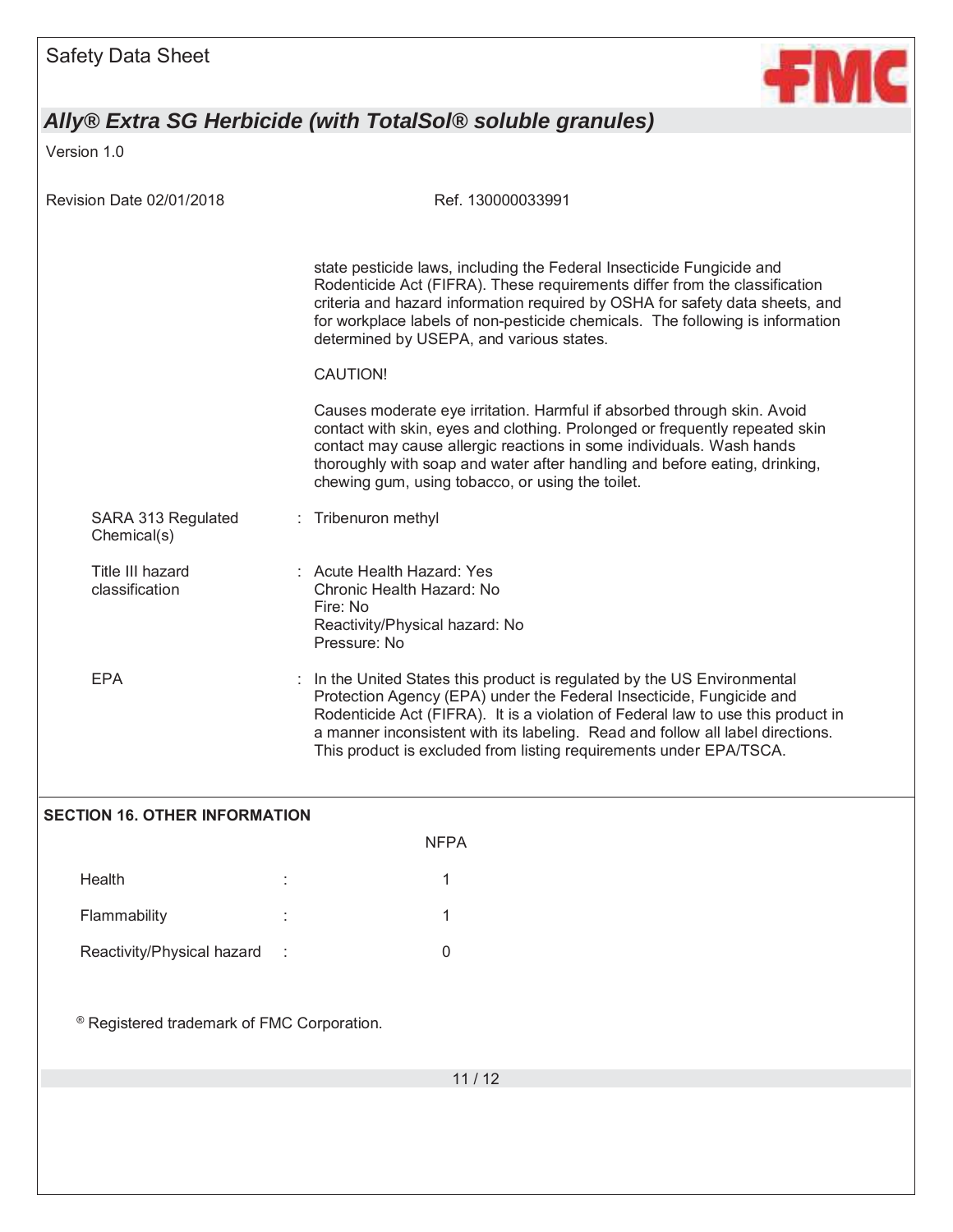state pesticide laws, including the Federal Insecticide Fungicide and Rodenticide Act (FIFRA). These requirements differ from the classification criteria and hazard information required by OSHA for safety data sheets, and for workplace labels of non-pesticide chemicals. The following is information determined by USEPA, and various states.

CAUTION!

Causes moderate eye irritation. Harmful if absorbed through skin. Avoid contact with skin, eyes and clothing. Prolonged or frequently repeated skin contact may cause allergic reactions in some individuals. Wash hands thoroughly with soap and water after handling and before eating, drinking, chewing gum, using tobacco, or using the toilet.

SARA 313 Regulated Chemical(s) : Tribenuron methyl

Title III hazard classification : Acute Health Hazard: Yes
Chronic Health Hazard: No
Fire: No
Reactivity/Physical hazard: No
Pressure: No

EPA : In the United States this product is regulated by the US Environmental Protection Agency (EPA) under the Federal Insecticide, Fungicide and Rodenticide Act (FIFRA). It is a violation of Federal law to use this product in a manner inconsistent with its labeling. Read and follow all label directions. This product is excluded from listing requirements under EPA/TSCA.

## SECTION 16. OTHER INFORMATION

| | NFPA |
|---|---|
| Health | 1 |
| Flammability | 1 |
| Reactivity/Physical hazard | 0 |

® Registered trademark of FMC Corporation.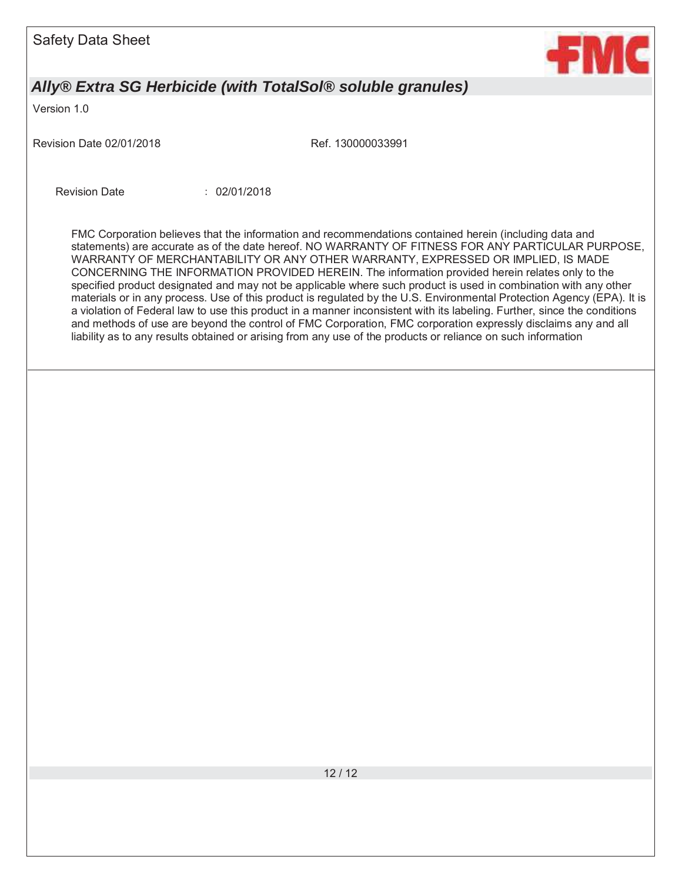Revision Date : 02/01/2018

FMC Corporation believes that the information and recommendations contained herein (including data and statements) are accurate as of the date hereof. NO WARRANTY OF FITNESS FOR ANY PARTICULAR PURPOSE, WARRANTY OF MERCHANTABILITY OR ANY OTHER WARRANTY, EXPRESSED OR IMPLIED, IS MADE CONCERNING THE INFORMATION PROVIDED HEREIN. The information provided herein relates only to the specified product designated and may not be applicable where such product is used in combination with any other materials or in any process. Use of this product is regulated by the U.S. Environmental Protection Agency (EPA). It is a violation of Federal law to use this product in a manner inconsistent with its labeling. Further, since the conditions and methods of use are beyond the control of FMC Corporation, FMC corporation expressly disclaims any and all liability as to any results obtained or arising from any use of the products or reliance on such information